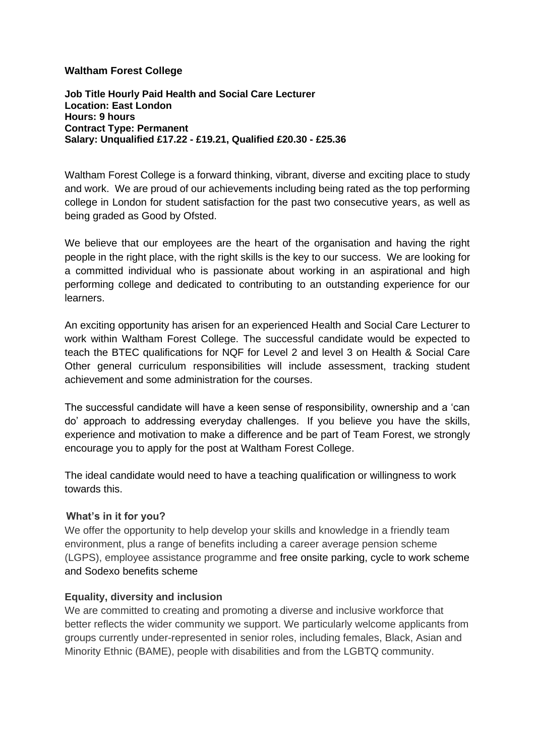**Waltham Forest College**

**Job Title Hourly Paid Health and Social Care Lecturer**
**Location: East London**
**Hours: 9 hours**
**Contract Type: Permanent**
**Salary: Unqualified £17.22 - £19.21, Qualified £20.30 - £25.36**

Waltham Forest College is a forward thinking, vibrant, diverse and exciting place to study and work. We are proud of our achievements including being rated as the top performing college in London for student satisfaction for the past two consecutive years, as well as being graded as Good by Ofsted.

We believe that our employees are the heart of the organisation and having the right people in the right place, with the right skills is the key to our success. We are looking for a committed individual who is passionate about working in an aspirational and high performing college and dedicated to contributing to an outstanding experience for our learners.

An exciting opportunity has arisen for an experienced Health and Social Care Lecturer to work within Waltham Forest College. The successful candidate would be expected to teach the BTEC qualifications for NQF for Level 2 and level 3 on Health & Social Care Other general curriculum responsibilities will include assessment, tracking student achievement and some administration for the courses.

The successful candidate will have a keen sense of responsibility, ownership and a 'can do' approach to addressing everyday challenges. If you believe you have the skills, experience and motivation to make a difference and be part of Team Forest, we strongly encourage you to apply for the post at Waltham Forest College.

The ideal candidate would need to have a teaching qualification or willingness to work towards this.

**What's in it for you?**

We offer the opportunity to help develop your skills and knowledge in a friendly team environment, plus a range of benefits including a career average pension scheme (LGPS), employee assistance programme and free onsite parking, cycle to work scheme and Sodexo benefits scheme

**Equality, diversity and inclusion**

We are committed to creating and promoting a diverse and inclusive workforce that better reflects the wider community we support. We particularly welcome applicants from groups currently under-represented in senior roles, including females, Black, Asian and Minority Ethnic (BAME), people with disabilities and from the LGBTQ community.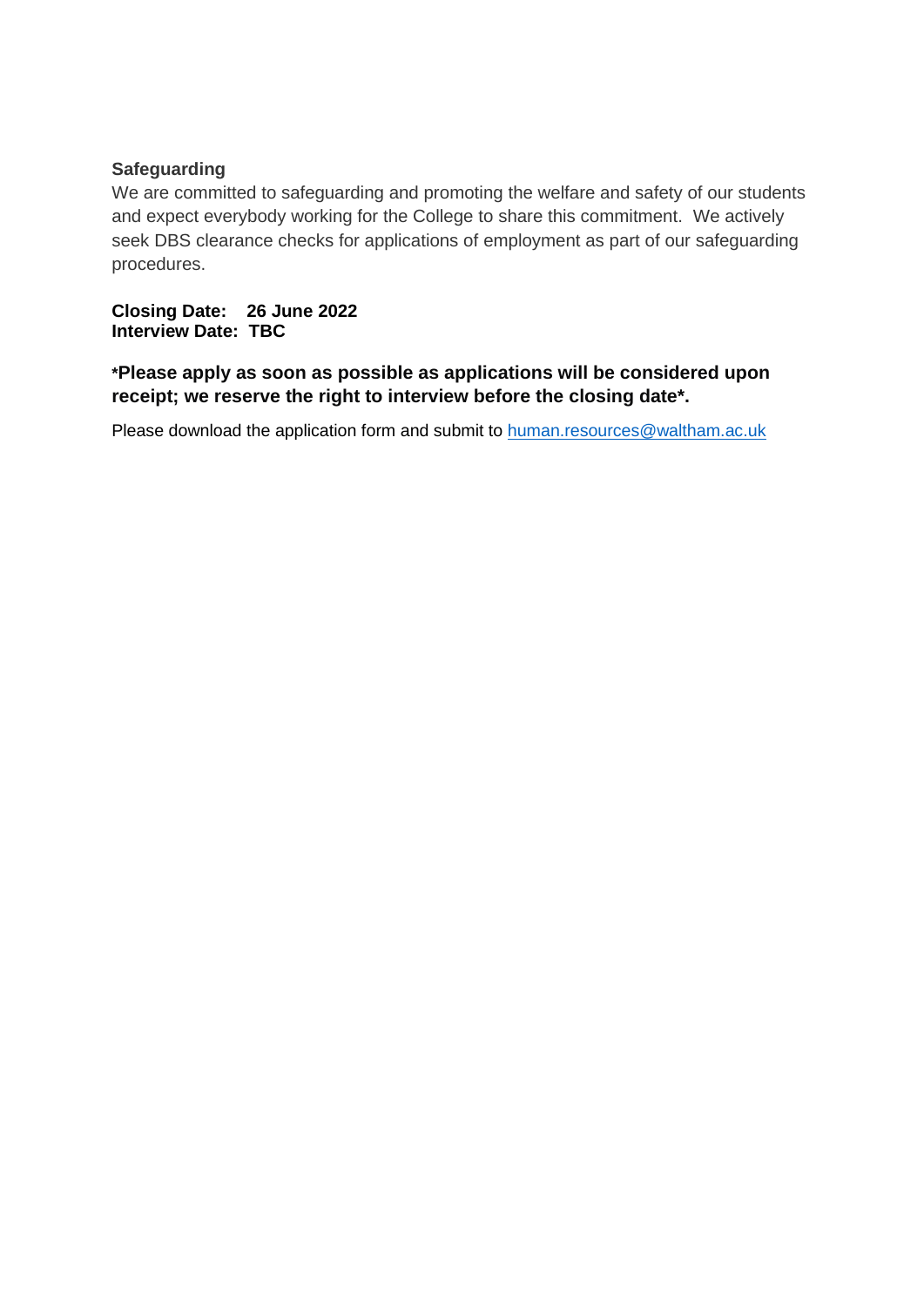**Safeguarding**

We are committed to safeguarding and promoting the welfare and safety of our students and expect everybody working for the College to share this commitment. We actively seek DBS clearance checks for applications of employment as part of our safeguarding procedures.

**Closing Date: 26 June 2022**
**Interview Date: TBC**

**\*Please apply as soon as possible as applications will be considered upon receipt; we reserve the right to interview before the closing date\*.**

Please download the application form and submit to human.resources@waltham.ac.uk